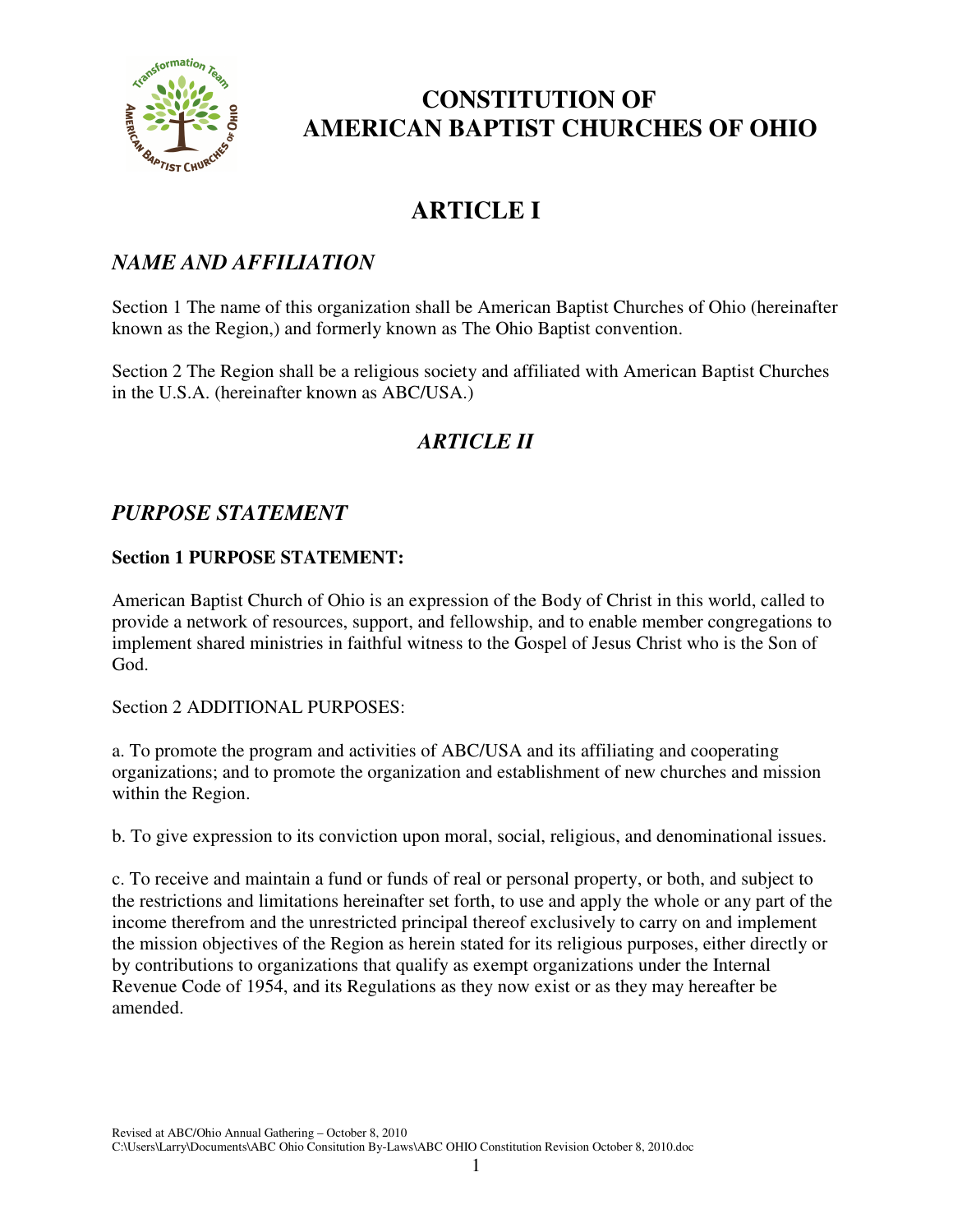# CONSTITUTION OF AMERICAN BAPTIST CHURCHES OF OHIO

# ARTICLE I

## *NAME AND AFFILIATION*

Section 1 The name of this organization shall be American Baptist Churches of Ohio (hereinafter known as the Region,) and formerly known as The Ohio Baptist convention.

Section 2 The Region shall be a religious society and affiliated with American Baptist Churches in the U.S.A. (hereinafter known as ABC/USA.)

## *ARTICLE II*

## *PURPOSE STATEMENT*

**Section 1 PURPOSE STATEMENT:**

American Baptist Church of Ohio is an expression of the Body of Christ in this world, called to provide a network of resources, support, and fellowship, and to enable member congregations to implement shared ministries in faithful witness to the Gospel of Jesus Christ who is the Son of God.

Section 2 ADDITIONAL PURPOSES:

a. To promote the program and activities of ABC/USA and its affiliating and cooperating organizations; and to promote the organization and establishment of new churches and mission within the Region.

b. To give expression to its conviction upon moral, social, religious, and denominational issues.

c. To receive and maintain a fund or funds of real or personal property, or both, and subject to the restrictions and limitations hereinafter set forth, to use and apply the whole or any part of the income therefrom and the unrestricted principal thereof exclusively to carry on and implement the mission objectives of the Region as herein stated for its religious purposes, either directly or by contributions to organizations that qualify as exempt organizations under the Internal Revenue Code of 1954, and its Regulations as they now exist or as they may hereafter be amended.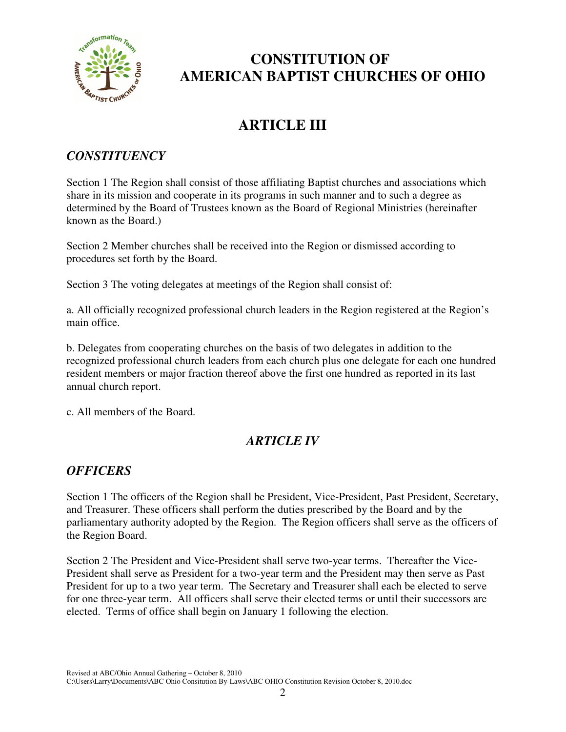# CONSTITUTION OF AMERICAN BAPTIST CHURCHES OF OHIO

## ARTICLE III

### *CONSTITUENCY*

Section 1 The Region shall consist of those affiliating Baptist churches and associations which share in its mission and cooperate in its programs in such manner and to such a degree as determined by the Board of Trustees known as the Board of Regional Ministries (hereinafter known as the Board.)

Section 2 Member churches shall be received into the Region or dismissed according to procedures set forth by the Board.

Section 3 The voting delegates at meetings of the Region shall consist of:

a. All officially recognized professional church leaders in the Region registered at the Region's main office.

b. Delegates from cooperating churches on the basis of two delegates in addition to the recognized professional church leaders from each church plus one delegate for each one hundred resident members or major fraction thereof above the first one hundred as reported in its last annual church report.

c. All members of the Board.

## *ARTICLE IV*

### *OFFICERS*

Section 1 The officers of the Region shall be President, Vice-President, Past President, Secretary, and Treasurer. These officers shall perform the duties prescribed by the Board and by the parliamentary authority adopted by the Region. The Region officers shall serve as the officers of the Region Board.

Section 2 The President and Vice-President shall serve two-year terms. Thereafter the Vice-President shall serve as President for a two-year term and the President may then serve as Past President for up to a two year term. The Secretary and Treasurer shall each be elected to serve for one three-year term. All officers shall serve their elected terms or until their successors are elected. Terms of office shall begin on January 1 following the election.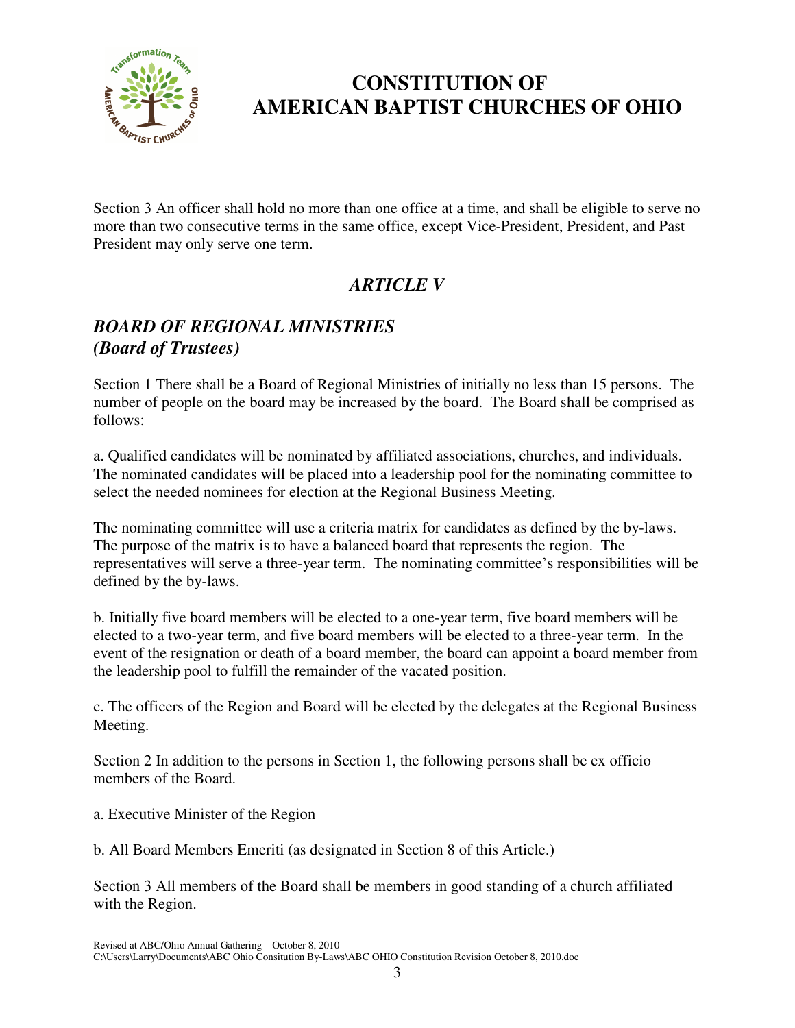Section 3 An officer shall hold no more than one office at a time, and shall be eligible to serve no more than two consecutive terms in the same office, except Vice-President, President, and Past President may only serve one term.

## *ARTICLE V*

### *BOARD OF REGIONAL MINISTRIES*
### *(Board of Trustees)*

Section 1 There shall be a Board of Regional Ministries of initially no less than 15 persons. The number of people on the board may be increased by the board. The Board shall be comprised as follows:

a. Qualified candidates will be nominated by affiliated associations, churches, and individuals. The nominated candidates will be placed into a leadership pool for the nominating committee to select the needed nominees for election at the Regional Business Meeting.

The nominating committee will use a criteria matrix for candidates as defined by the by-laws. The purpose of the matrix is to have a balanced board that represents the region. The representatives will serve a three-year term. The nominating committee's responsibilities will be defined by the by-laws.

b. Initially five board members will be elected to a one-year term, five board members will be elected to a two-year term, and five board members will be elected to a three-year term. In the event of the resignation or death of a board member, the board can appoint a board member from the leadership pool to fulfill the remainder of the vacated position.

c. The officers of the Region and Board will be elected by the delegates at the Regional Business Meeting.

Section 2 In addition to the persons in Section 1, the following persons shall be ex officio members of the Board.

a. Executive Minister of the Region

b. All Board Members Emeriti (as designated in Section 8 of this Article.)

Section 3 All members of the Board shall be members in good standing of a church affiliated with the Region.

Revised at ABC/Ohio Annual Gathering – October 8, 2010
C:\Users\Larry\Documents\ABC Ohio Consitution By-Laws\ABC OHIO Constitution Revision October 8, 2010.doc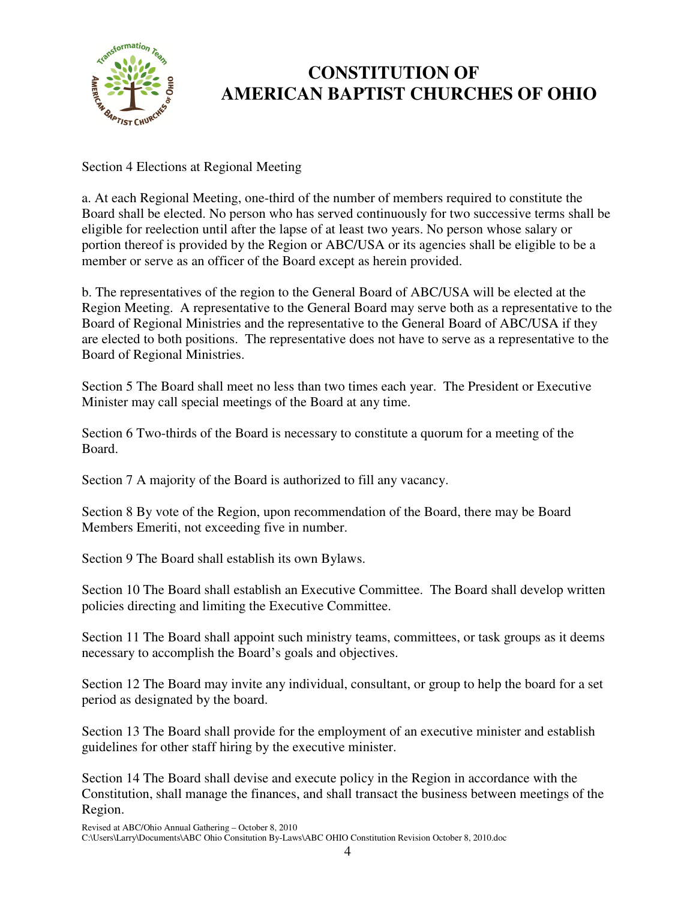Section 4 Elections at Regional Meeting

a. At each Regional Meeting, one-third of the number of members required to constitute the Board shall be elected. No person who has served continuously for two successive terms shall be eligible for reelection until after the lapse of at least two years. No person whose salary or portion thereof is provided by the Region or ABC/USA or its agencies shall be eligible to be a member or serve as an officer of the Board except as herein provided.

b. The representatives of the region to the General Board of ABC/USA will be elected at the Region Meeting. A representative to the General Board may serve both as a representative to the Board of Regional Ministries and the representative to the General Board of ABC/USA if they are elected to both positions. The representative does not have to serve as a representative to the Board of Regional Ministries.

Section 5 The Board shall meet no less than two times each year. The President or Executive Minister may call special meetings of the Board at any time.

Section 6 Two-thirds of the Board is necessary to constitute a quorum for a meeting of the Board.

Section 7 A majority of the Board is authorized to fill any vacancy.

Section 8 By vote of the Region, upon recommendation of the Board, there may be Board Members Emeriti, not exceeding five in number.

Section 9 The Board shall establish its own Bylaws.

Section 10 The Board shall establish an Executive Committee. The Board shall develop written policies directing and limiting the Executive Committee.

Section 11 The Board shall appoint such ministry teams, committees, or task groups as it deems necessary to accomplish the Board's goals and objectives.

Section 12 The Board may invite any individual, consultant, or group to help the board for a set period as designated by the board.

Section 13 The Board shall provide for the employment of an executive minister and establish guidelines for other staff hiring by the executive minister.

Section 14 The Board shall devise and execute policy in the Region in accordance with the Constitution, shall manage the finances, and shall transact the business between meetings of the Region.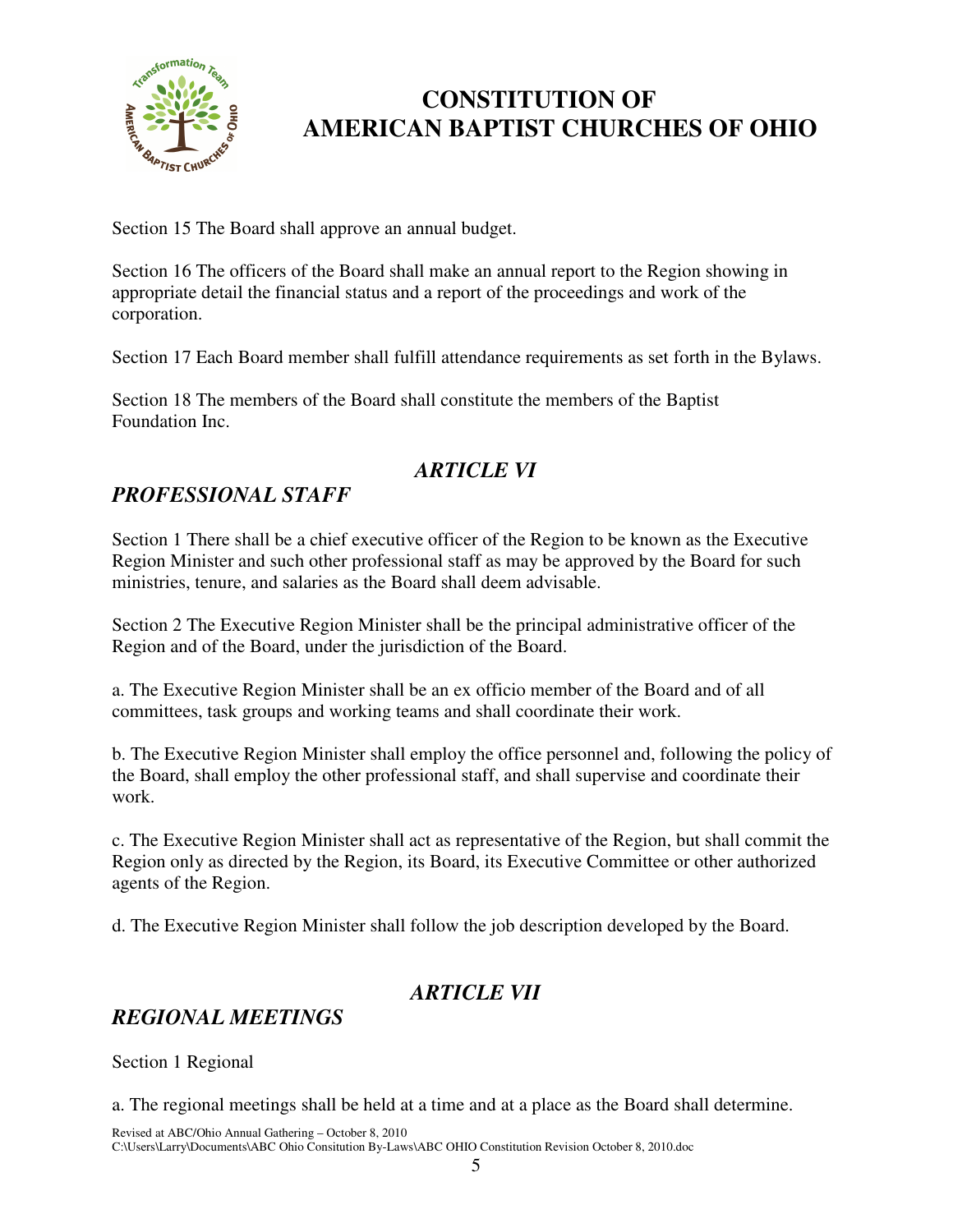Section 15 The Board shall approve an annual budget.

Section 16 The officers of the Board shall make an annual report to the Region showing in appropriate detail the financial status and a report of the proceedings and work of the corporation.

Section 17 Each Board member shall fulfill attendance requirements as set forth in the Bylaws.

Section 18 The members of the Board shall constitute the members of the Baptist Foundation Inc.

## *ARTICLE VI*
## *PROFESSIONAL STAFF*

Section 1 There shall be a chief executive officer of the Region to be known as the Executive Region Minister and such other professional staff as may be approved by the Board for such ministries, tenure, and salaries as the Board shall deem advisable.

Section 2 The Executive Region Minister shall be the principal administrative officer of the Region and of the Board, under the jurisdiction of the Board.

a. The Executive Region Minister shall be an ex officio member of the Board and of all committees, task groups and working teams and shall coordinate their work.

b. The Executive Region Minister shall employ the office personnel and, following the policy of the Board, shall employ the other professional staff, and shall supervise and coordinate their work.

c. The Executive Region Minister shall act as representative of the Region, but shall commit the Region only as directed by the Region, its Board, its Executive Committee or other authorized agents of the Region.

d. The Executive Region Minister shall follow the job description developed by the Board.

## *ARTICLE VII*
## *REGIONAL MEETINGS*

Section 1 Regional

a. The regional meetings shall be held at a time and at a place as the Board shall determine.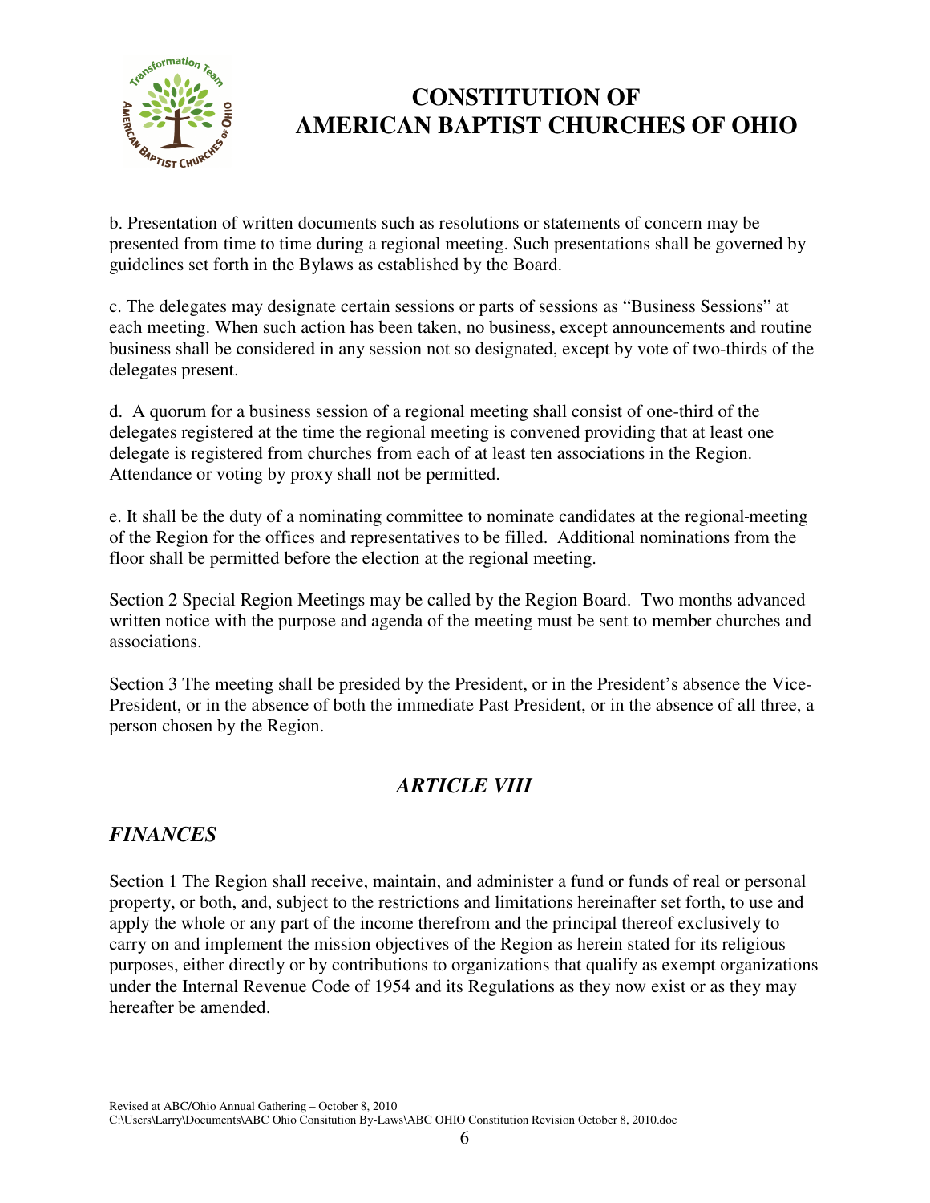b. Presentation of written documents such as resolutions or statements of concern may be presented from time to time during a regional meeting. Such presentations shall be governed by guidelines set forth in the Bylaws as established by the Board.

c. The delegates may designate certain sessions or parts of sessions as "Business Sessions" at each meeting. When such action has been taken, no business, except announcements and routine business shall be considered in any session not so designated, except by vote of two-thirds of the delegates present.

d. A quorum for a business session of a regional meeting shall consist of one-third of the delegates registered at the time the regional meeting is convened providing that at least one delegate is registered from churches from each of at least ten associations in the Region. Attendance or voting by proxy shall not be permitted.

e. It shall be the duty of a nominating committee to nominate candidates at the regional-meeting of the Region for the offices and representatives to be filled. Additional nominations from the floor shall be permitted before the election at the regional meeting.

Section 2 Special Region Meetings may be called by the Region Board. Two months advanced written notice with the purpose and agenda of the meeting must be sent to member churches and associations.

Section 3 The meeting shall be presided by the President, or in the President's absence the Vice-President, or in the absence of both the immediate Past President, or in the absence of all three, a person chosen by the Region.

## *ARTICLE VIII*

## *FINANCES*

Section 1 The Region shall receive, maintain, and administer a fund or funds of real or personal property, or both, and, subject to the restrictions and limitations hereinafter set forth, to use and apply the whole or any part of the income therefrom and the principal thereof exclusively to carry on and implement the mission objectives of the Region as herein stated for its religious purposes, either directly or by contributions to organizations that qualify as exempt organizations under the Internal Revenue Code of 1954 and its Regulations as they now exist or as they may hereafter be amended.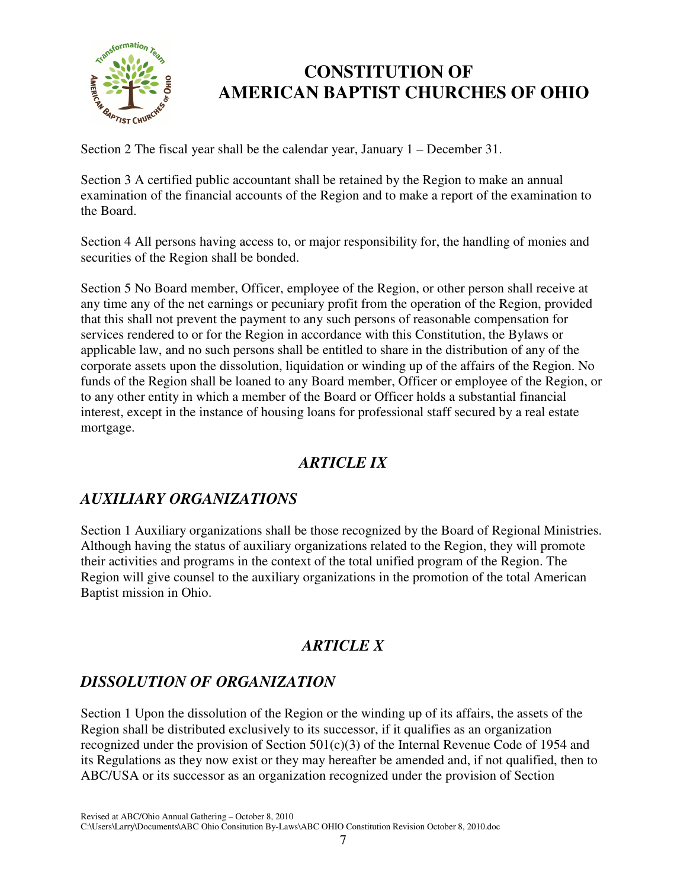Section 2 The fiscal year shall be the calendar year, January 1 – December 31.

Section 3 A certified public accountant shall be retained by the Region to make an annual examination of the financial accounts of the Region and to make a report of the examination to the Board.

Section 4 All persons having access to, or major responsibility for, the handling of monies and securities of the Region shall be bonded.

Section 5 No Board member, Officer, employee of the Region, or other person shall receive at any time any of the net earnings or pecuniary profit from the operation of the Region, provided that this shall not prevent the payment to any such persons of reasonable compensation for services rendered to or for the Region in accordance with this Constitution, the Bylaws or applicable law, and no such persons shall be entitled to share in the distribution of any of the corporate assets upon the dissolution, liquidation or winding up of the affairs of the Region. No funds of the Region shall be loaned to any Board member, Officer or employee of the Region, or to any other entity in which a member of the Board or Officer holds a substantial financial interest, except in the instance of housing loans for professional staff secured by a real estate mortgage.

## *ARTICLE IX*

## *AUXILIARY ORGANIZATIONS*

Section 1 Auxiliary organizations shall be those recognized by the Board of Regional Ministries. Although having the status of auxiliary organizations related to the Region, they will promote their activities and programs in the context of the total unified program of the Region. The Region will give counsel to the auxiliary organizations in the promotion of the total American Baptist mission in Ohio.

## *ARTICLE X*

## *DISSOLUTION OF ORGANIZATION*

Section 1 Upon the dissolution of the Region or the winding up of its affairs, the assets of the Region shall be distributed exclusively to its successor, if it qualifies as an organization recognized under the provision of Section 501(c)(3) of the Internal Revenue Code of 1954 and its Regulations as they now exist or they may hereafter be amended and, if not qualified, then to ABC/USA or its successor as an organization recognized under the provision of Section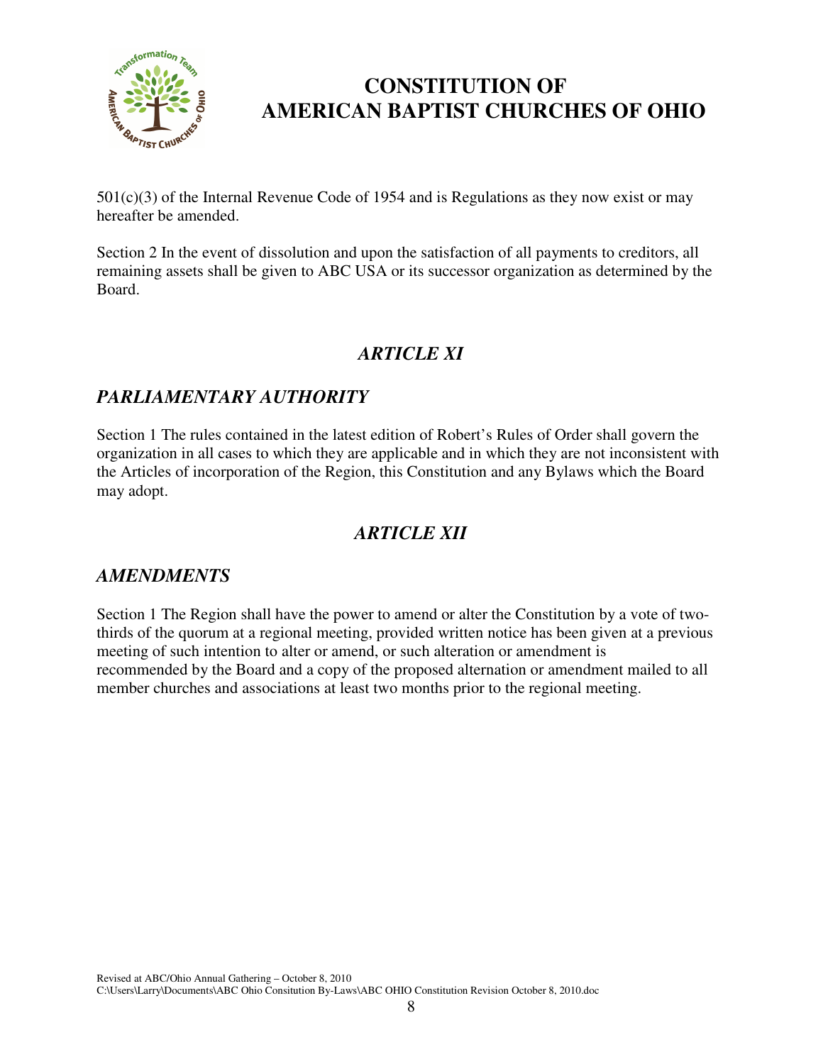501(c)(3) of the Internal Revenue Code of 1954 and is Regulations as they now exist or may hereafter be amended.

Section 2 In the event of dissolution and upon the satisfaction of all payments to creditors, all remaining assets shall be given to ABC USA or its successor organization as determined by the Board.

## *ARTICLE XI*

## *PARLIAMENTARY AUTHORITY*

Section 1 The rules contained in the latest edition of Robert's Rules of Order shall govern the organization in all cases to which they are applicable and in which they are not inconsistent with the Articles of incorporation of the Region, this Constitution and any Bylaws which the Board may adopt.

## *ARTICLE XII*

## *AMENDMENTS*

Section 1 The Region shall have the power to amend or alter the Constitution by a vote of two-thirds of the quorum at a regional meeting, provided written notice has been given at a previous meeting of such intention to alter or amend, or such alteration or amendment is recommended by the Board and a copy of the proposed alternation or amendment mailed to all member churches and associations at least two months prior to the regional meeting.